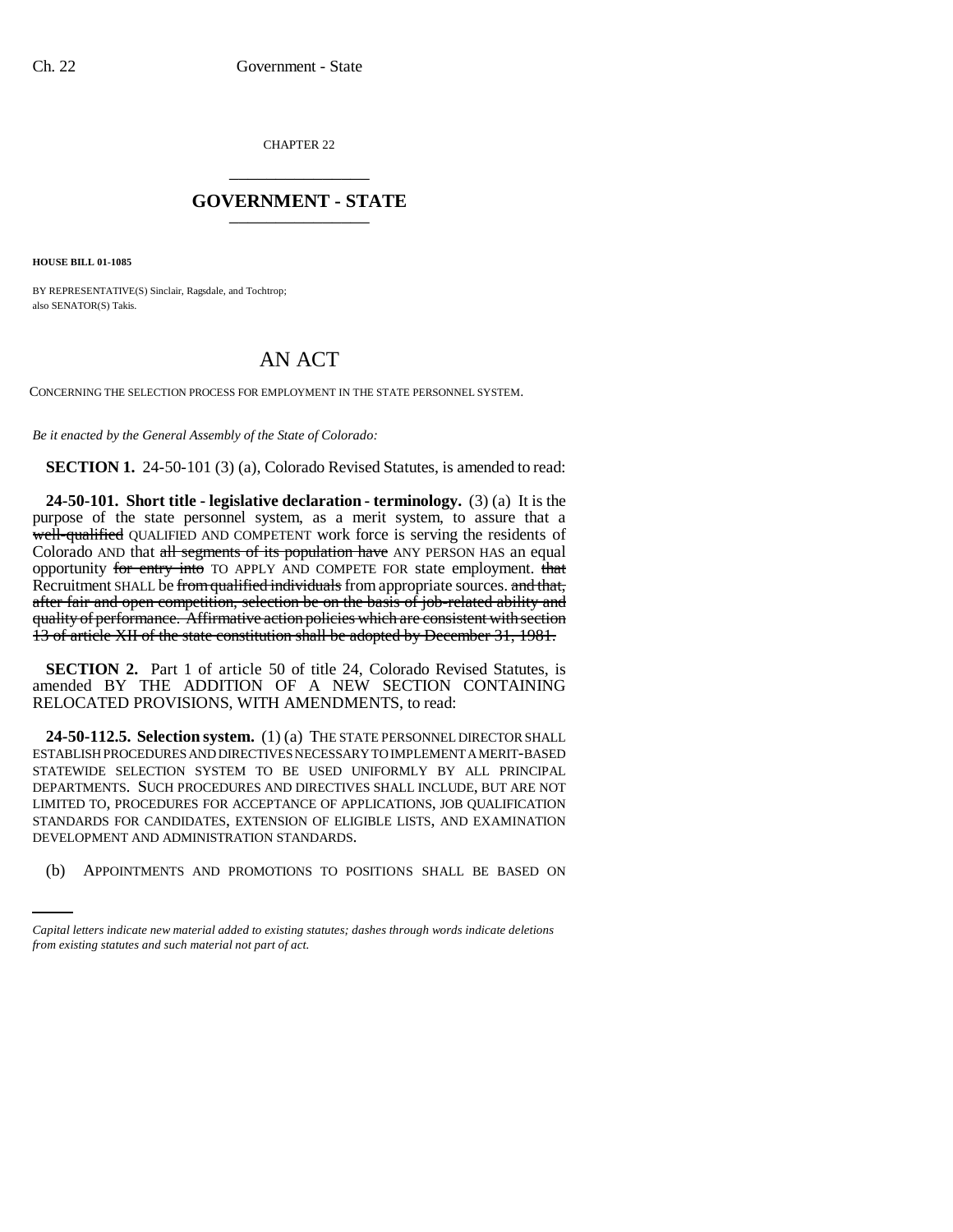CHAPTER 22

# GOVERNMENT - STATE

**HOUSE BILL 01-1085**

BY REPRESENTATIVE(S) Sinclair, Ragsdale, and Tochtrop;
also SENATOR(S) Takis.

## AN ACT

CONCERNING THE SELECTION PROCESS FOR EMPLOYMENT IN THE STATE PERSONNEL SYSTEM.

*Be it enacted by the General Assembly of the State of Colorado:*

**SECTION 1.** 24-50-101 (3) (a), Colorado Revised Statutes, is amended to read:

**24-50-101. Short title - legislative declaration - terminology.** (3) (a) It is the purpose of the state personnel system, as a merit system, to assure that a ~~well-qualified~~ QUALIFIED AND COMPETENT work force is serving the residents of Colorado AND that ~~all segments of its population have~~ ANY PERSON HAS an equal opportunity ~~for entry into~~ TO APPLY AND COMPETE FOR state employment. ~~that~~ Recruitment SHALL be ~~from qualified individuals~~ from appropriate sources. ~~and that, after fair and open competition, selection be on the basis of job-related ability and quality of performance. Affirmative action policies which are consistent with section 13 of article XII of the state constitution shall be adopted by December 31, 1981.~~

**SECTION 2.** Part 1 of article 50 of title 24, Colorado Revised Statutes, is amended BY THE ADDITION OF A NEW SECTION CONTAINING RELOCATED PROVISIONS, WITH AMENDMENTS, to read:

**24-50-112.5. Selection system.** (1) (a) THE STATE PERSONNEL DIRECTOR SHALL ESTABLISH PROCEDURES AND DIRECTIVES NECESSARY TO IMPLEMENT A MERIT-BASED STATEWIDE SELECTION SYSTEM TO BE USED UNIFORMLY BY ALL PRINCIPAL DEPARTMENTS. SUCH PROCEDURES AND DIRECTIVES SHALL INCLUDE, BUT ARE NOT LIMITED TO, PROCEDURES FOR ACCEPTANCE OF APPLICATIONS, JOB QUALIFICATION STANDARDS FOR CANDIDATES, EXTENSION OF ELIGIBLE LISTS, AND EXAMINATION DEVELOPMENT AND ADMINISTRATION STANDARDS.

(b) APPOINTMENTS AND PROMOTIONS TO POSITIONS SHALL BE BASED ON

*Capital letters indicate new material added to existing statutes; dashes through words indicate deletions from existing statutes and such material not part of act.*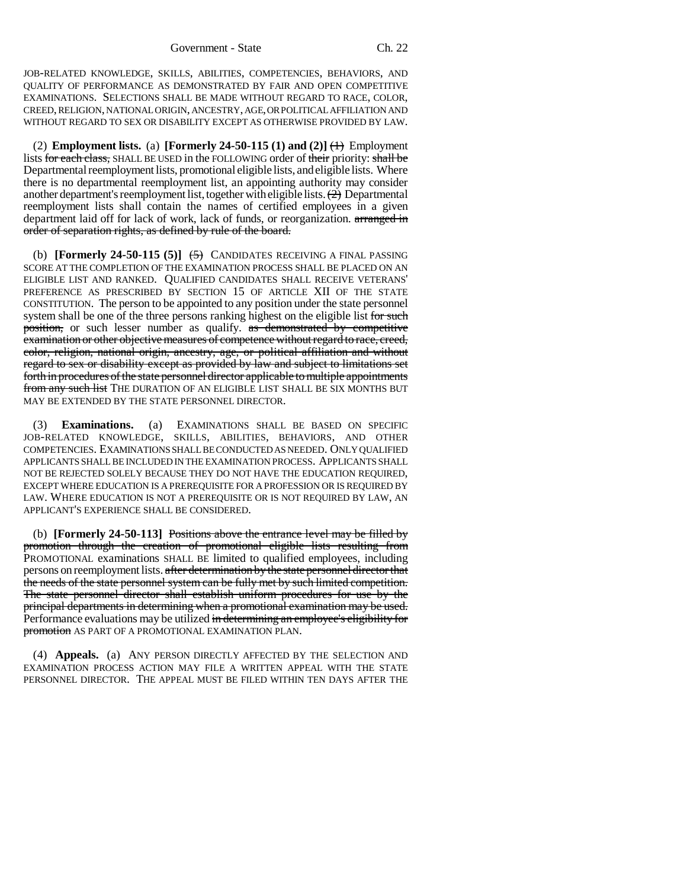JOB-RELATED KNOWLEDGE, SKILLS, ABILITIES, COMPETENCIES, BEHAVIORS, AND QUALITY OF PERFORMANCE AS DEMONSTRATED BY FAIR AND OPEN COMPETITIVE EXAMINATIONS. SELECTIONS SHALL BE MADE WITHOUT REGARD TO RACE, COLOR, CREED, RELIGION, NATIONAL ORIGIN, ANCESTRY, AGE, OR POLITICAL AFFILIATION AND WITHOUT REGARD TO SEX OR DISABILITY EXCEPT AS OTHERWISE PROVIDED BY LAW.

(2) **Employment lists.** (a) **[Formerly 24-50-115 (1) and (2)]** ~~(1)~~ Employment lists ~~for each class,~~ SHALL BE USED in the FOLLOWING order of ~~their~~ priority: ~~shall be~~ Departmental reemployment lists, promotional eligible lists, and eligible lists. Where there is no departmental reemployment list, an appointing authority may consider another department's reemployment list, together with eligible lists. ~~(2)~~ Departmental reemployment lists shall contain the names of certified employees in a given department laid off for lack of work, lack of funds, or reorganization. ~~arranged in order of separation rights, as defined by rule of the board.~~

(b) **[Formerly 24-50-115 (5)]** ~~(5)~~ CANDIDATES RECEIVING A FINAL PASSING SCORE AT THE COMPLETION OF THE EXAMINATION PROCESS SHALL BE PLACED ON AN ELIGIBLE LIST AND RANKED. QUALIFIED CANDIDATES SHALL RECEIVE VETERANS' PREFERENCE AS PRESCRIBED BY SECTION 15 OF ARTICLE XII OF THE STATE CONSTITUTION. The person to be appointed to any position under the state personnel system shall be one of the three persons ranking highest on the eligible list ~~for such position,~~ or such lesser number as qualify. ~~as demonstrated by competitive examination or other objective measures of competence without regard to race, creed, color, religion, national origin, ancestry, age, or political affiliation and without regard to sex or disability except as provided by law and subject to limitations set forth in procedures of the state personnel director applicable to multiple appointments from any such list~~ THE DURATION OF AN ELIGIBLE LIST SHALL BE SIX MONTHS BUT MAY BE EXTENDED BY THE STATE PERSONNEL DIRECTOR.

(3) **Examinations.** (a) EXAMINATIONS SHALL BE BASED ON SPECIFIC JOB-RELATED KNOWLEDGE, SKILLS, ABILITIES, BEHAVIORS, AND OTHER COMPETENCIES. EXAMINATIONS SHALL BE CONDUCTED AS NEEDED. ONLY QUALIFIED APPLICANTS SHALL BE INCLUDED IN THE EXAMINATION PROCESS. APPLICANTS SHALL NOT BE REJECTED SOLELY BECAUSE THEY DO NOT HAVE THE EDUCATION REQUIRED, EXCEPT WHERE EDUCATION IS A PREREQUISITE FOR A PROFESSION OR IS REQUIRED BY LAW. WHERE EDUCATION IS NOT A PREREQUISITE OR IS NOT REQUIRED BY LAW, AN APPLICANT'S EXPERIENCE SHALL BE CONSIDERED.

(b) **[Formerly 24-50-113]** ~~Positions above the entrance level may be filled by promotion through the creation of promotional eligible lists resulting from~~ PROMOTIONAL examinations SHALL BE limited to qualified employees, including persons on reemployment lists. ~~after determination by the state personnel director that the needs of the state personnel system can be fully met by such limited competition. The state personnel director shall establish uniform procedures for use by the principal departments in determining when a promotional examination may be used.~~ Performance evaluations may be utilized ~~in determining an employee's eligibility for promotion~~ AS PART OF A PROMOTIONAL EXAMINATION PLAN.

(4) **Appeals.** (a) ANY PERSON DIRECTLY AFFECTED BY THE SELECTION AND EXAMINATION PROCESS ACTION MAY FILE A WRITTEN APPEAL WITH THE STATE PERSONNEL DIRECTOR. THE APPEAL MUST BE FILED WITHIN TEN DAYS AFTER THE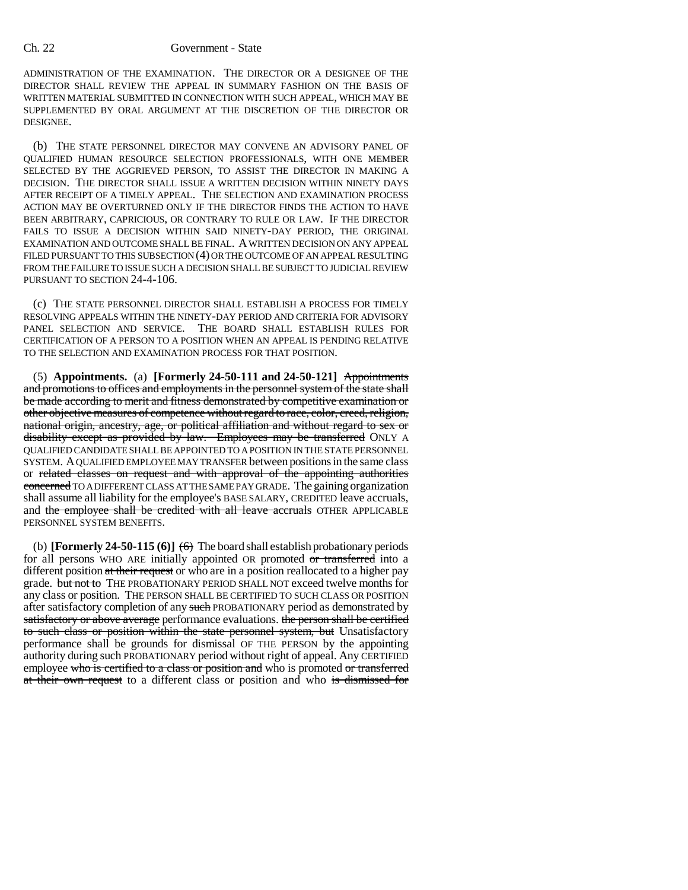ADMINISTRATION OF THE EXAMINATION. THE DIRECTOR OR A DESIGNEE OF THE DIRECTOR SHALL REVIEW THE APPEAL IN SUMMARY FASHION ON THE BASIS OF WRITTEN MATERIAL SUBMITTED IN CONNECTION WITH SUCH APPEAL, WHICH MAY BE SUPPLEMENTED BY ORAL ARGUMENT AT THE DISCRETION OF THE DIRECTOR OR DESIGNEE.

(b) THE STATE PERSONNEL DIRECTOR MAY CONVENE AN ADVISORY PANEL OF QUALIFIED HUMAN RESOURCE SELECTION PROFESSIONALS, WITH ONE MEMBER SELECTED BY THE AGGRIEVED PERSON, TO ASSIST THE DIRECTOR IN MAKING A DECISION. THE DIRECTOR SHALL ISSUE A WRITTEN DECISION WITHIN NINETY DAYS AFTER RECEIPT OF A TIMELY APPEAL. THE SELECTION AND EXAMINATION PROCESS ACTION MAY BE OVERTURNED ONLY IF THE DIRECTOR FINDS THE ACTION TO HAVE BEEN ARBITRARY, CAPRICIOUS, OR CONTRARY TO RULE OR LAW. IF THE DIRECTOR FAILS TO ISSUE A DECISION WITHIN SAID NINETY-DAY PERIOD, THE ORIGINAL EXAMINATION AND OUTCOME SHALL BE FINAL. A WRITTEN DECISION ON ANY APPEAL FILED PURSUANT TO THIS SUBSECTION (4) OR THE OUTCOME OF AN APPEAL RESULTING FROM THE FAILURE TO ISSUE SUCH A DECISION SHALL BE SUBJECT TO JUDICIAL REVIEW PURSUANT TO SECTION 24-4-106.

(c) THE STATE PERSONNEL DIRECTOR SHALL ESTABLISH A PROCESS FOR TIMELY RESOLVING APPEALS WITHIN THE NINETY-DAY PERIOD AND CRITERIA FOR ADVISORY PANEL SELECTION AND SERVICE. THE BOARD SHALL ESTABLISH RULES FOR CERTIFICATION OF A PERSON TO A POSITION WHEN AN APPEAL IS PENDING RELATIVE TO THE SELECTION AND EXAMINATION PROCESS FOR THAT POSITION.

(5) **Appointments.** (a) **[Formerly 24-50-111 and 24-50-121]** ~~Appointments and promotions to offices and employments in the personnel system of the state shall be made according to merit and fitness demonstrated by competitive examination or other objective measures of competence without regard to race, color, creed, religion, national origin, ancestry, age, or political affiliation and without regard to sex or disability except as provided by law. Employees may be transferred~~ ONLY A QUALIFIED CANDIDATE SHALL BE APPOINTED TO A POSITION IN THE STATE PERSONNEL SYSTEM. A QUALIFIED EMPLOYEE MAY TRANSFER between positions in the same class or ~~related classes on request and with approval of the appointing authorities concerned~~ TO A DIFFERENT CLASS AT THE SAME PAY GRADE. The gaining organization shall assume all liability for the employee's BASE SALARY, CREDITED leave accruals, and ~~the employee shall be credited with all leave accruals~~ OTHER APPLICABLE PERSONNEL SYSTEM BENEFITS.

(b) **[Formerly 24-50-115 (6)]** ~~(6)~~ The board shall establish probationary periods for all persons WHO ARE initially appointed OR promoted ~~or transferred~~ into a different position ~~at their request~~ or who are in a position reallocated to a higher pay grade. ~~but not to~~ THE PROBATIONARY PERIOD SHALL NOT exceed twelve months for any class or position. THE PERSON SHALL BE CERTIFIED TO SUCH CLASS OR POSITION after satisfactory completion of any ~~such~~ PROBATIONARY period as demonstrated by ~~satisfactory or above average~~ performance evaluations. ~~the person shall be certified to such class or position within the state personnel system, but~~ Unsatisfactory performance shall be grounds for dismissal OF THE PERSON by the appointing authority during such PROBATIONARY period without right of appeal. Any CERTIFIED employee ~~who is certified to a class or position and~~ who is promoted ~~or transferred at their own request~~ to a different class or position and who ~~is dismissed for~~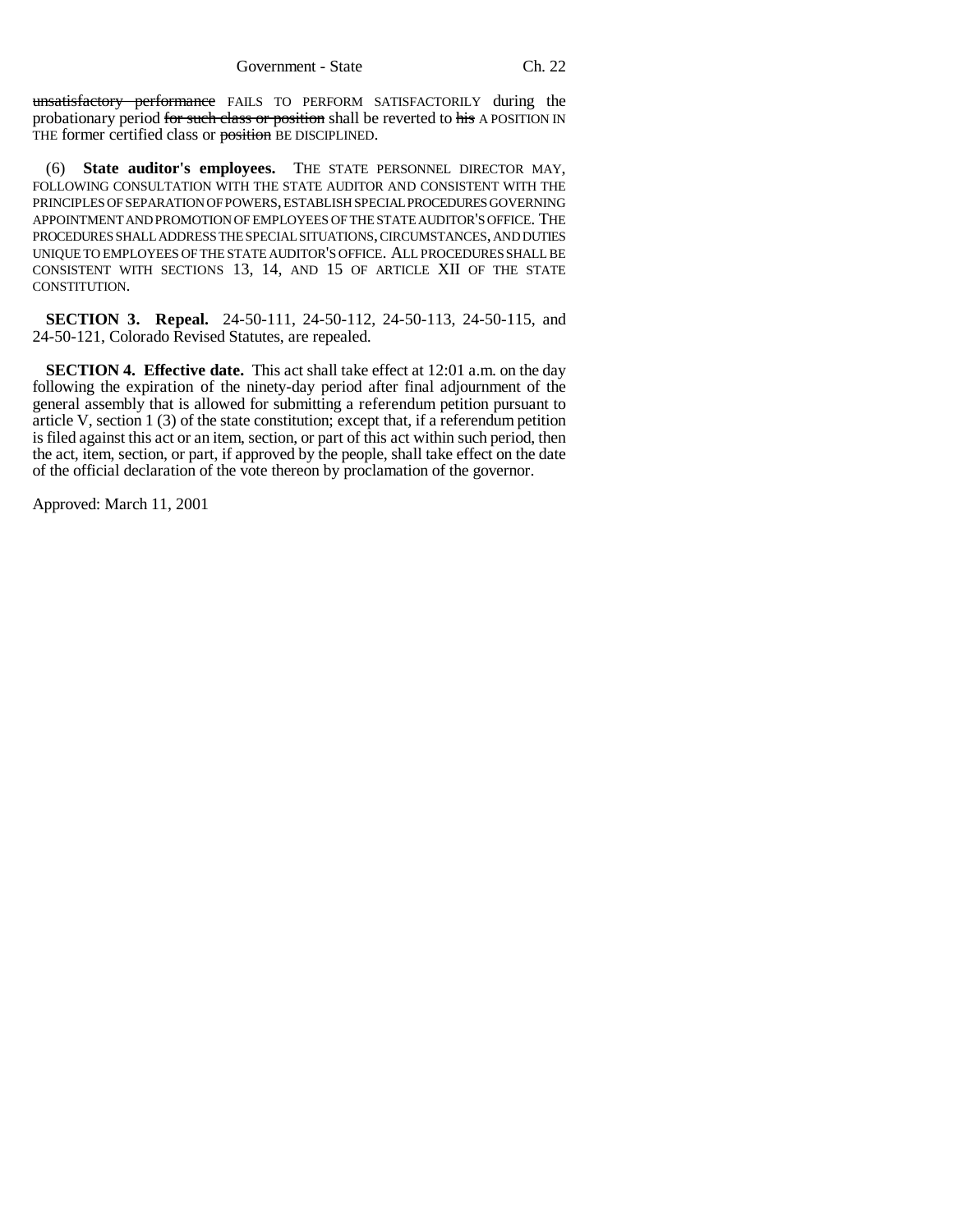~~unsatisfactory performance~~ FAILS TO PERFORM SATISFACTORILY during the probationary period ~~for such class or position~~ shall be reverted to ~~his~~ A POSITION IN THE former certified class or ~~position~~ BE DISCIPLINED.

(6) **State auditor's employees.** THE STATE PERSONNEL DIRECTOR MAY, FOLLOWING CONSULTATION WITH THE STATE AUDITOR AND CONSISTENT WITH THE PRINCIPLES OF SEPARATION OF POWERS, ESTABLISH SPECIAL PROCEDURES GOVERNING APPOINTMENT AND PROMOTION OF EMPLOYEES OF THE STATE AUDITOR'S OFFICE. THE PROCEDURES SHALL ADDRESS THE SPECIAL SITUATIONS, CIRCUMSTANCES, AND DUTIES UNIQUE TO EMPLOYEES OF THE STATE AUDITOR'S OFFICE. ALL PROCEDURES SHALL BE CONSISTENT WITH SECTIONS 13, 14, AND 15 OF ARTICLE XII OF THE STATE CONSTITUTION.

**SECTION 3. Repeal.** 24-50-111, 24-50-112, 24-50-113, 24-50-115, and 24-50-121, Colorado Revised Statutes, are repealed.

**SECTION 4. Effective date.** This act shall take effect at 12:01 a.m. on the day following the expiration of the ninety-day period after final adjournment of the general assembly that is allowed for submitting a referendum petition pursuant to article V, section 1 (3) of the state constitution; except that, if a referendum petition is filed against this act or an item, section, or part of this act within such period, then the act, item, section, or part, if approved by the people, shall take effect on the date of the official declaration of the vote thereon by proclamation of the governor.

Approved: March 11, 2001